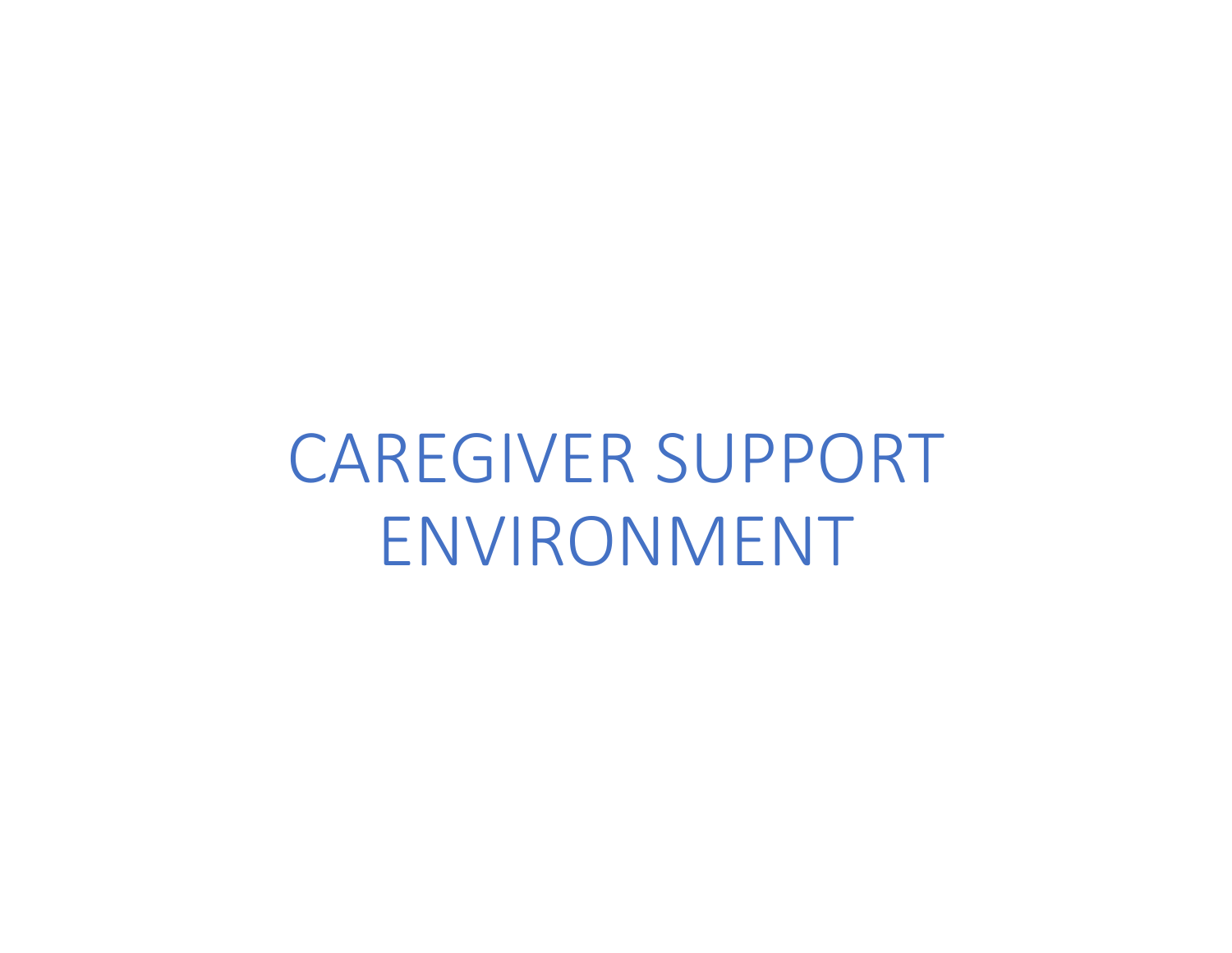# CAREGIVER SUPPORT ENVIRONMENT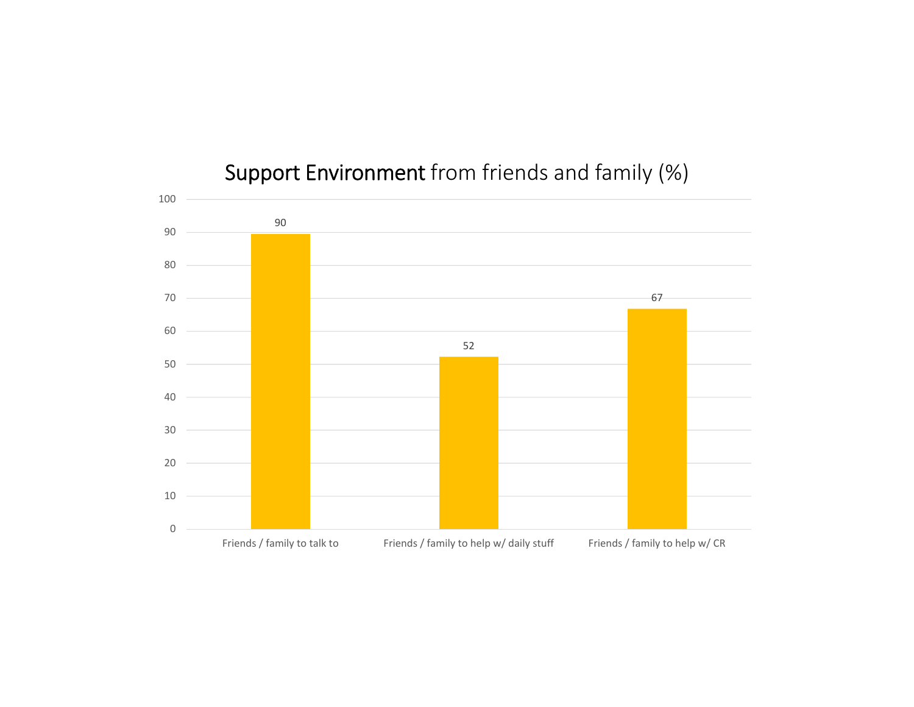## Support Environment from friends and family (%)

| Category | % |
|---|---|
| Friends / family to talk to | 90 |
| Friends / family to help w/ daily stuff | 52 |
| Friends / family to help w/ CR | 67 |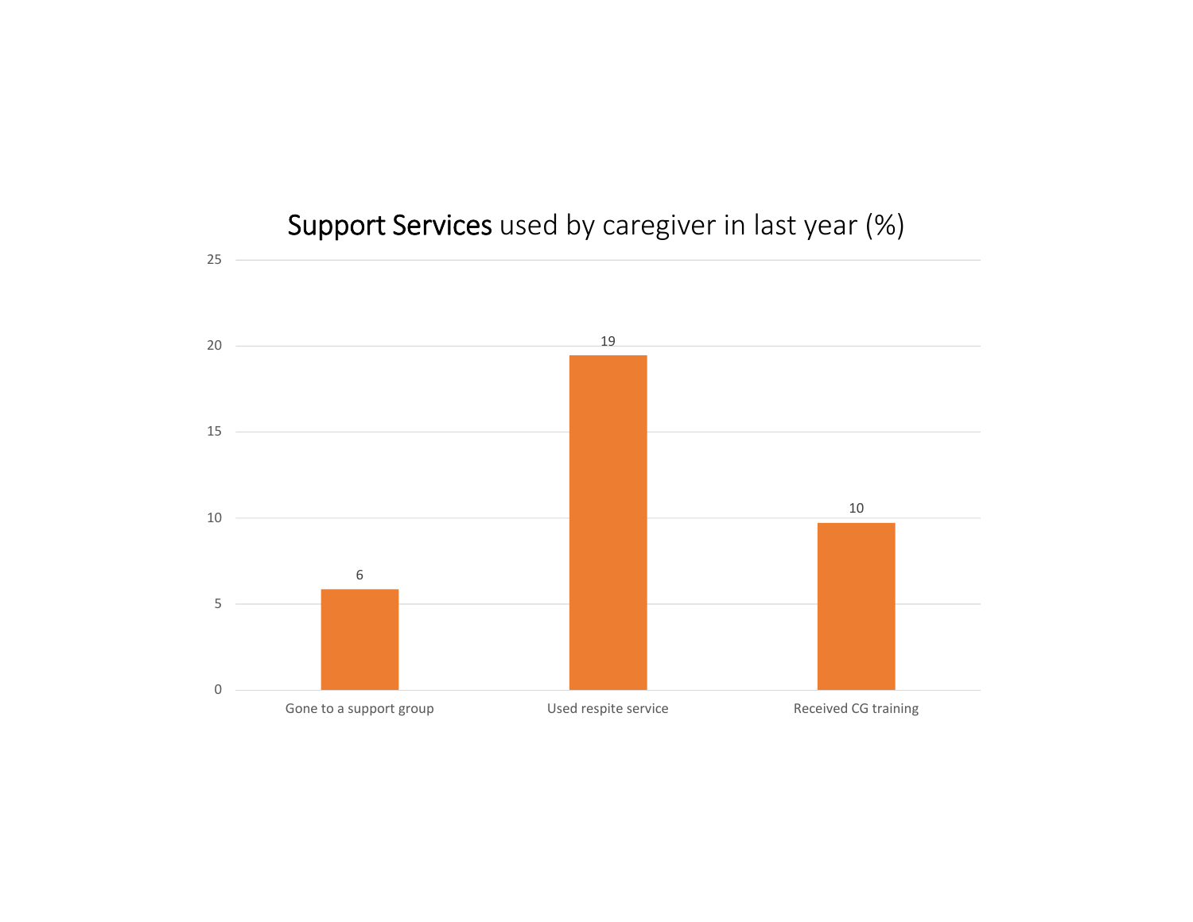## Support Services used by caregiver in last year (%)

| Service | % |
| --- | --- |
| Gone to a support group | 6 |
| Used respite service | 19 |
| Received CG training | 10 |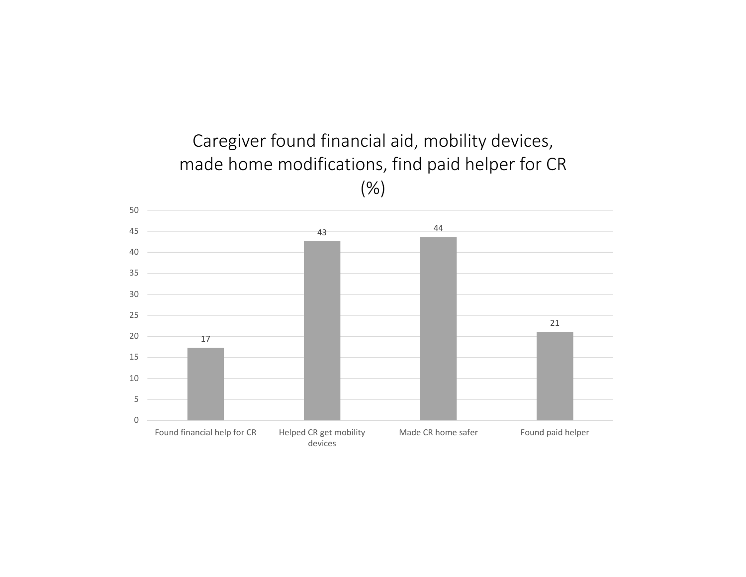Caregiver found financial aid, mobility devices, made home modifications, find paid helper for CR (%)

| Category | % |
| --- | --- |
| Found financial help for CR | 17 |
| Helped CR get mobility devices | 43 |
| Made CR home safer | 44 |
| Found paid helper | 21 |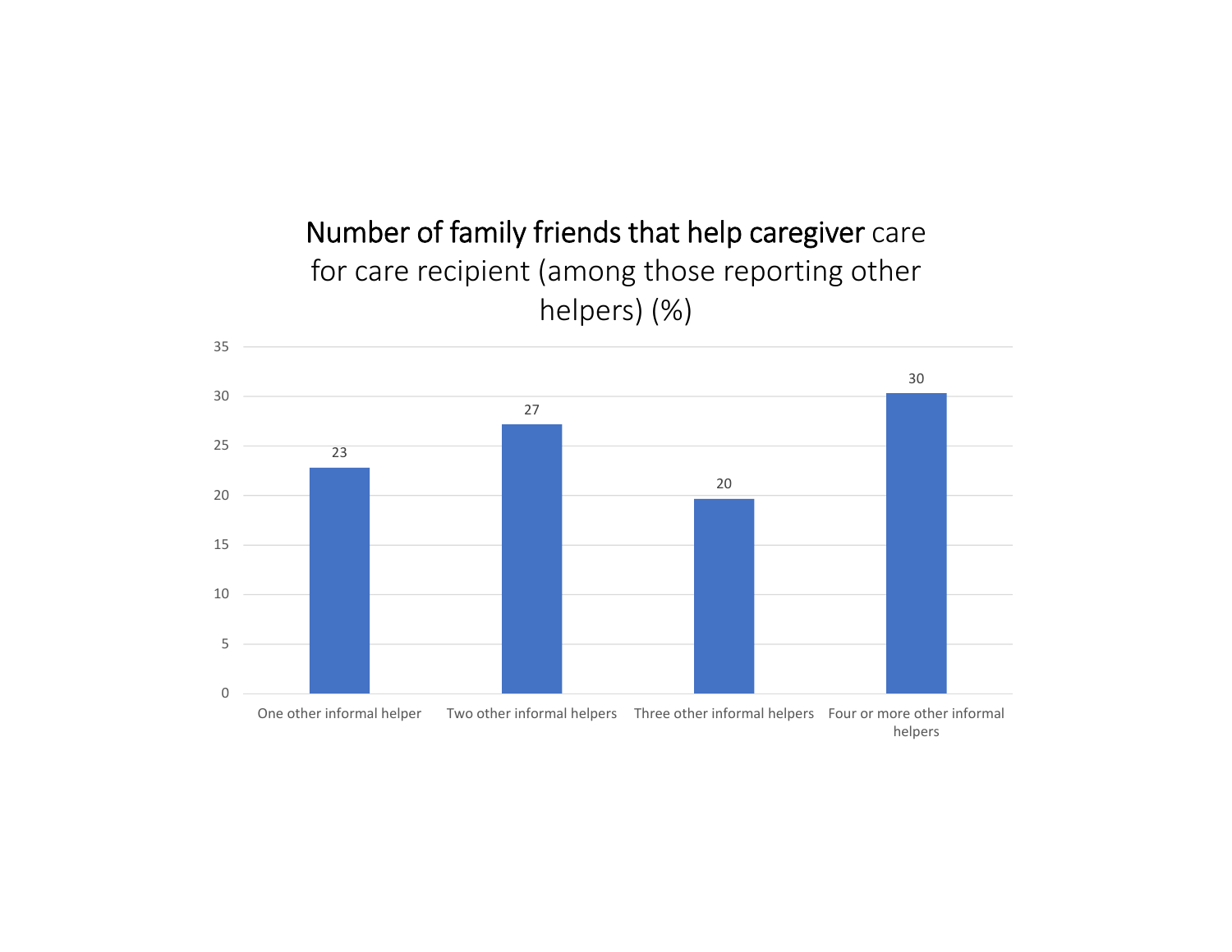## Number of family friends that help caregiver care for care recipient (among those reporting other helpers) (%)

| Number of other informal helpers | % |
| --- | --- |
| One other informal helper | 23 |
| Two other informal helpers | 27 |
| Three other informal helpers | 20 |
| Four or more other informal helpers | 30 |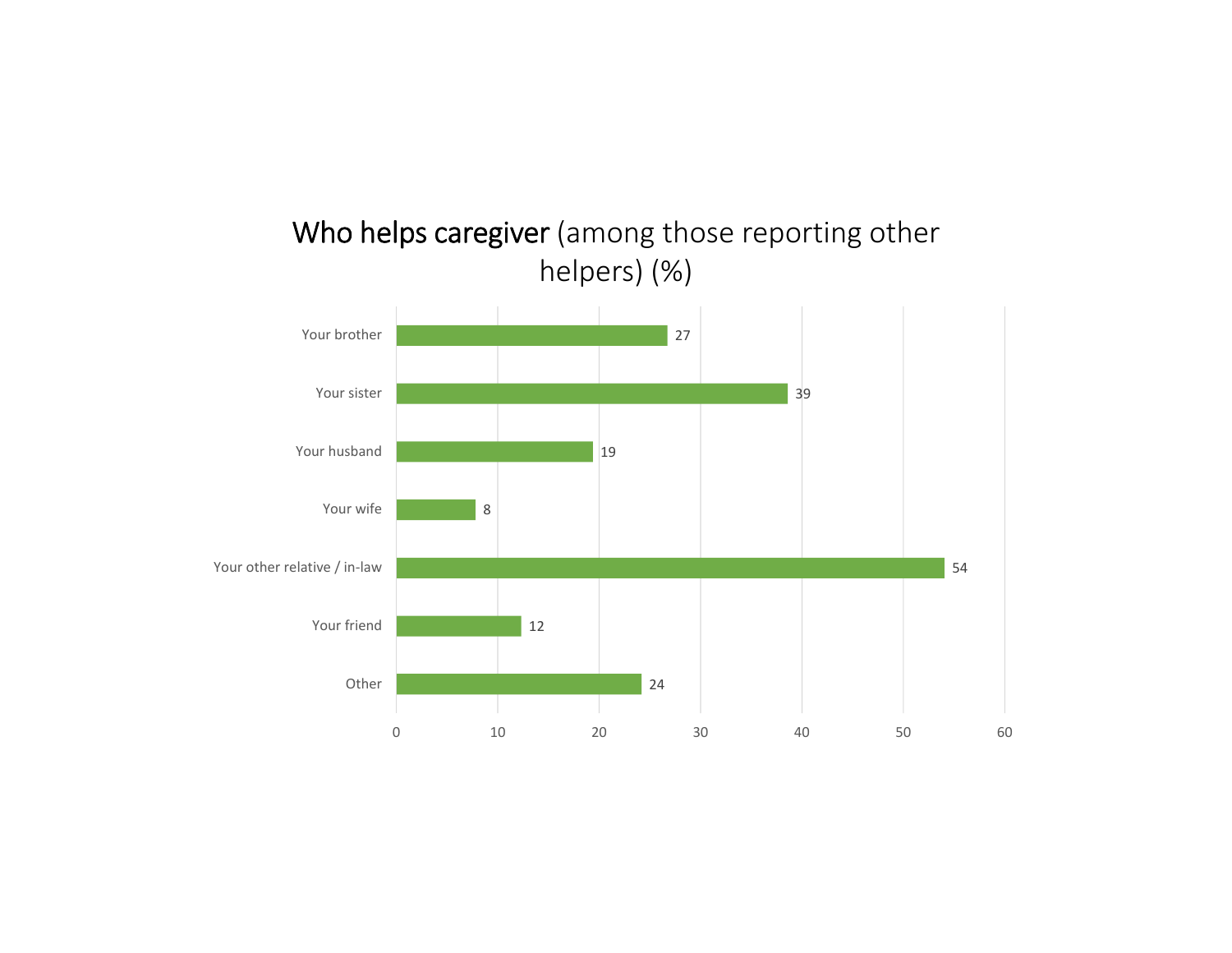## Who helps caregiver (among those reporting other helpers) (%)

| Helper | % |
|---|---|
| Your brother | 27 |
| Your sister | 39 |
| Your husband | 19 |
| Your wife | 8 |
| Your other relative / in-law | 54 |
| Your friend | 12 |
| Other | 24 |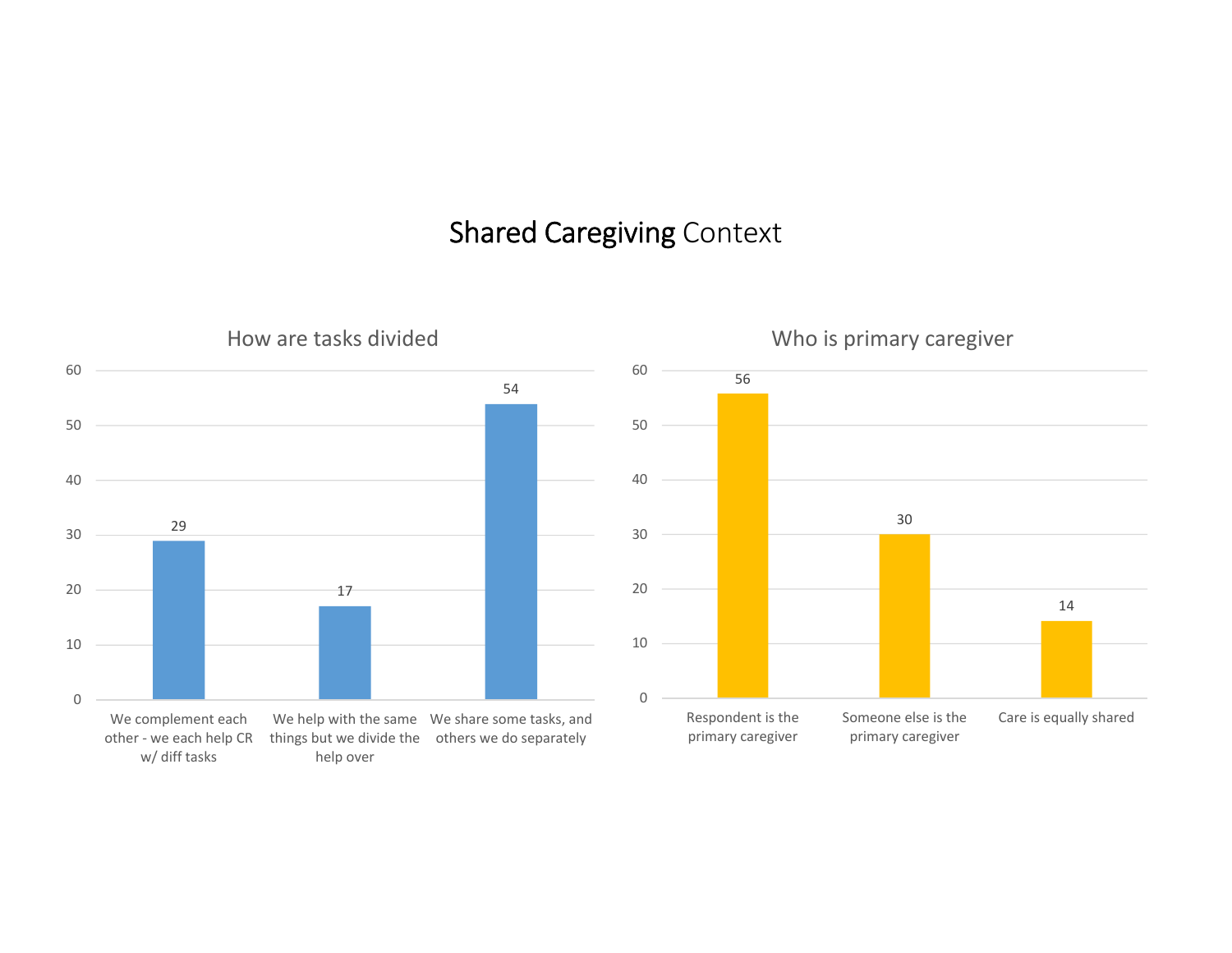# Shared Caregiving Context

## How are tasks divided

| Response | Value |
| --- | --- |
| We complement each other - we each help CR w/ diff tasks | 29 |
| We help with the same things but we divide the help over | 17 |
| We share some tasks, and others we do separately | 54 |

## Who is primary caregiver

| Response | Value |
| --- | --- |
| Respondent is the primary caregiver | 56 |
| Someone else is the primary caregiver | 30 |
| Care is equally shared | 14 |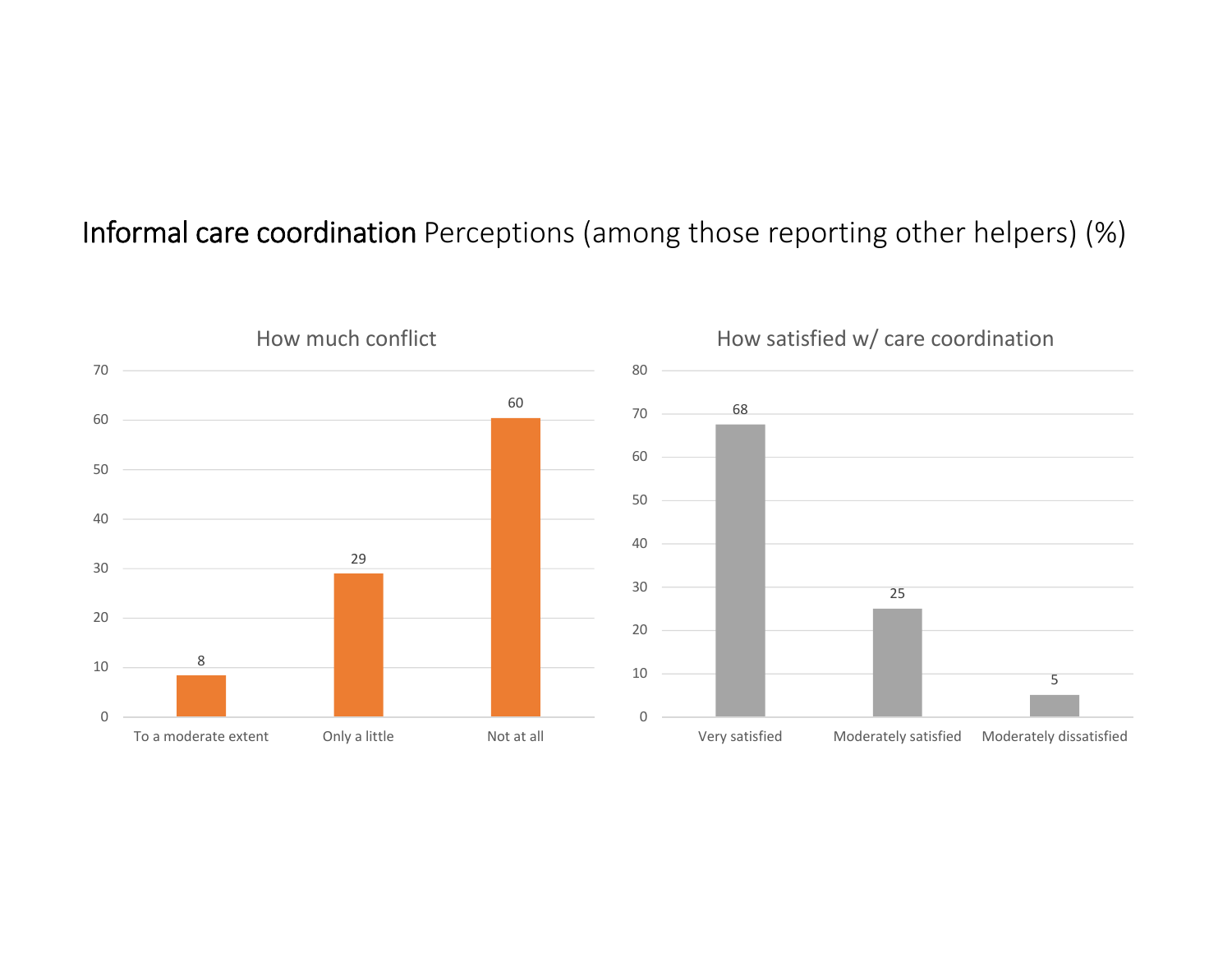# Informal care coordination Perceptions (among those reporting other helpers) (%)

How much conflict

70
60
50
40
30
20
10
0

8
29
60

To a moderate extent
Only a little
Not at all

How satisfied w/ care coordination

80
70
60
50
40
30
20
10
0

68
25
5

Very satisfied
Moderately satisfied
Moderately dissatisfied